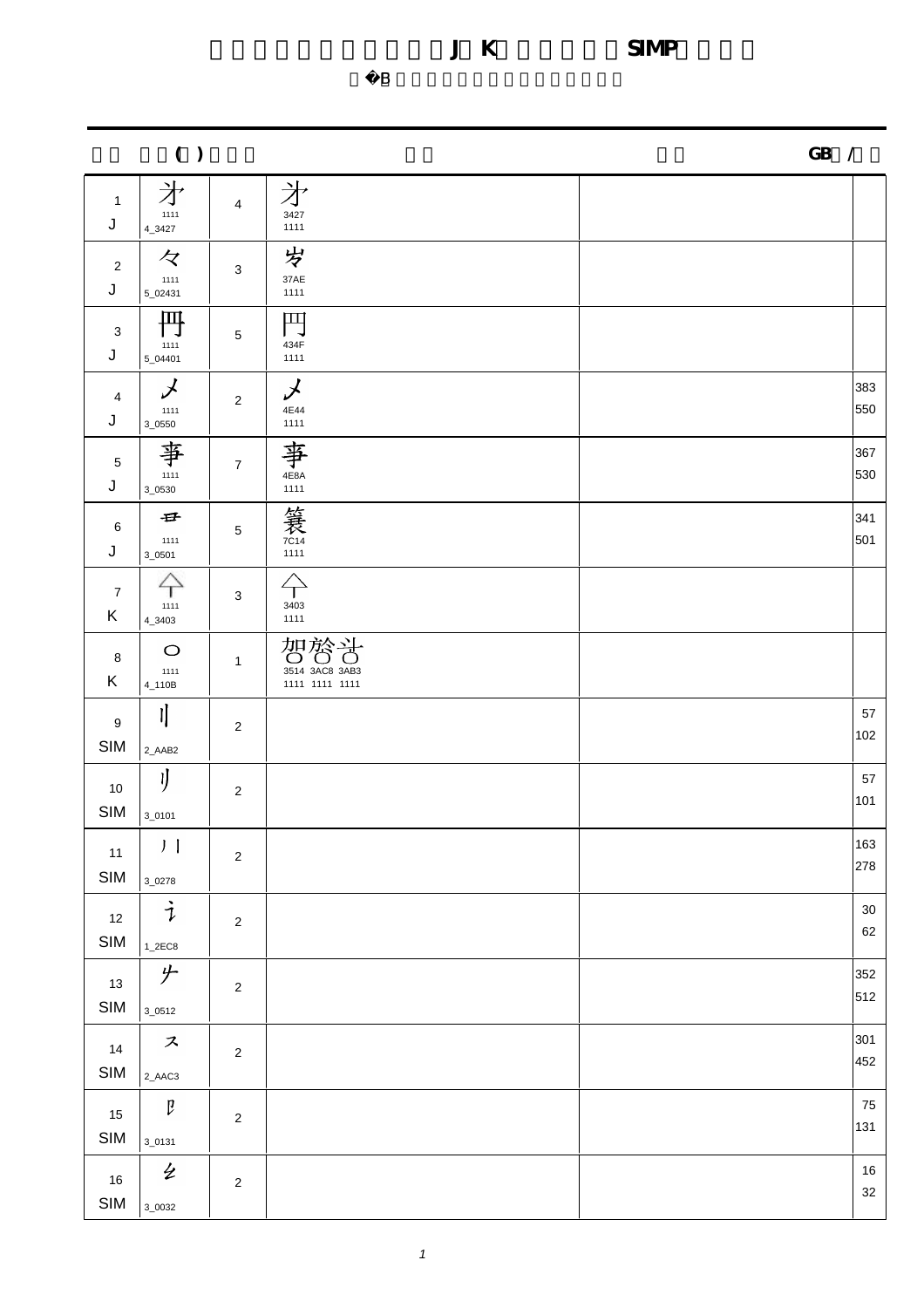# 　　　　　　　　　　　　J　K　　　　　　SIMP　　　　

　�B　　　　　　　　　　　　　　　　

| 　　 | 　　( ) | 　　 | 　　 | 　　 | GB　/　　 |
|---|---|---|---|---|---|
| 1 J | 才 1111 4_3427 | 4 | 才 3427 1111 | | |
| 2 J | 々 1111 5_02431 | 3 | 岧 37AE 1111 | | |
| 3 J | 円 1111 5_04401 | 5 | 円 434F 1111 | | |
| 4 J | メ 1111 3_0550 | 2 | メ 4E44 1111 | | 383 550 |
| 5 J | 事 1111 3_0530 | 7 | 事 4E8A 1111 | | 367 530 |
| 6 J | 㔾 1111 3_0501 | 5 | 簑 7C14 1111 | | 341 501 |
| 7 K | 亽 1111 4_3403 | 3 | 亽 3403 1111 | | |
| 8 K | ㅇ 1111 4_110B | 1 | 㔔 㫈 㪳 3514 3AC8 3AB3 1111 1111 1111 | | |
| 9 SIM | 刂 2_AAB2 | 2 | | | 57 102 |
| 10 SIM | 刂 3_0101 | 2 | | | 57 101 |
| 11 SIM | 丿丨 3_0278 | 2 | | | 163 278 |
| 12 SIM | 讠 1_2EC8 | 2 | | | 30 62 |
| 13 SIM | 𠂉 3_0512 | 2 | | | 352 512 |
| 14 SIM | ス 2_AAC3 | 2 | | | 301 452 |
| 15 SIM | 卩 3_0131 | 2 | | | 75 131 |
| 16 SIM | 乡 3_0032 | 2 | | | 16 32 |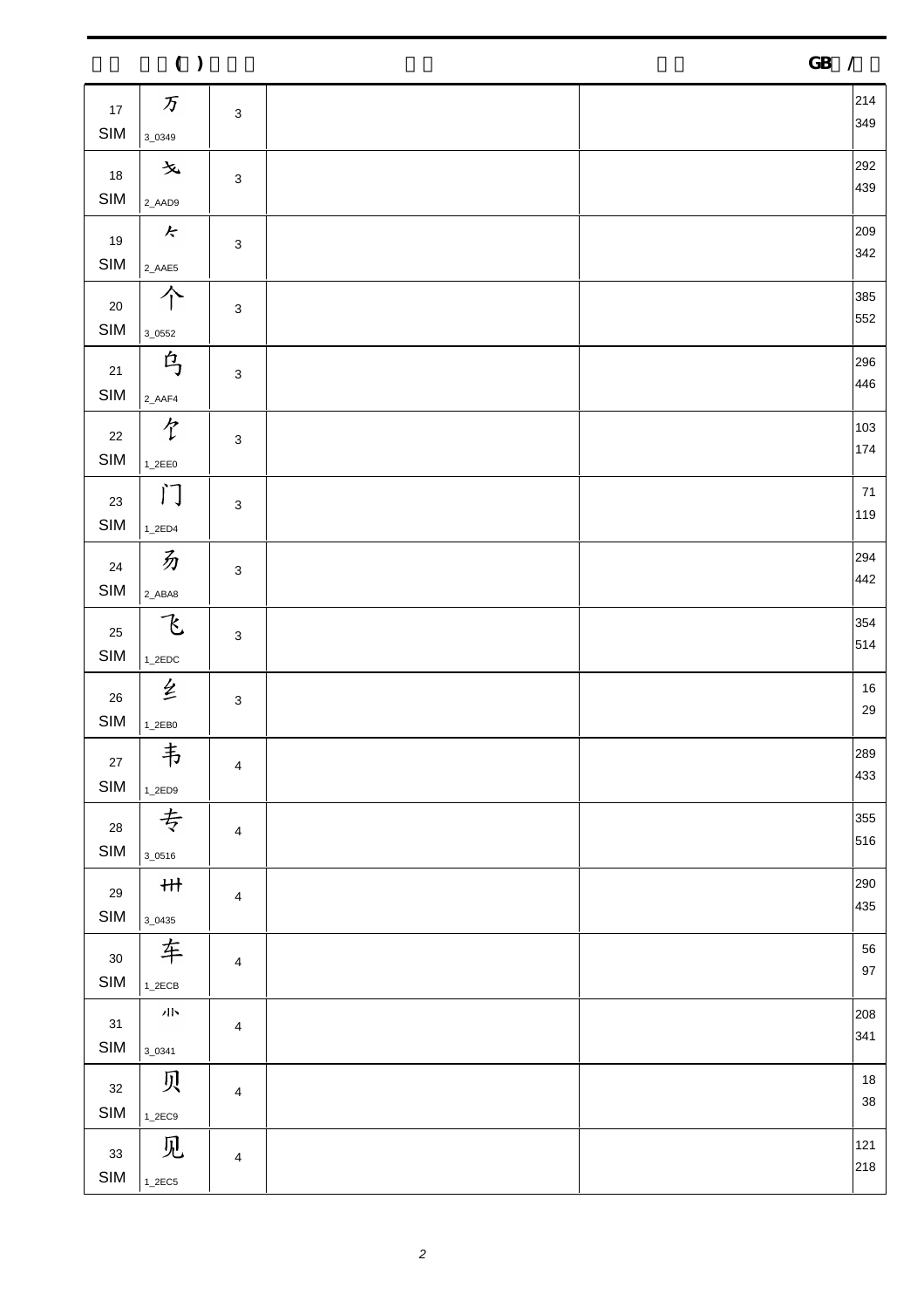| | ( ) | | | | GB / |
|---|---|---|---|---|---|
| 17<br>SIM | 万<br>3_0349 | 3 | | | 214<br>349 |
| 18<br>SIM | 纟<br>2_AAD9 | 3 | | | 292<br>439 |
| 19<br>SIM | 饣<br>2_AAE5 | 3 | | | 209<br>342 |
| 20<br>SIM | 个<br>3_0552 | 3 | | | 385<br>552 |
| 21<br>SIM | 乌<br>2_AAF4 | 3 | | | 296<br>446 |
| 22<br>SIM | 饣<br>1_2EE0 | 3 | | | 103<br>174 |
| 23<br>SIM | 门<br>1_2ED4 | 3 | | | 71<br>119 |
| 24<br>SIM | 刍<br>2_ABA8 | 3 | | | 294<br>442 |
| 25<br>SIM | 飞<br>1_2EDC | 3 | | | 354<br>514 |
| 26<br>SIM | 纟<br>1_2EB0 | 3 | | | 16<br>29 |
| 27<br>SIM | 韦<br>1_2ED9 | 4 | | | 289<br>433 |
| 28<br>SIM | 专<br>3_0516 | 4 | | | 355<br>516 |
| 29<br>SIM | 卌<br>3_0435 | 4 | | | 290<br>435 |
| 30<br>SIM | 车<br>1_2ECB | 4 | | | 56<br>97 |
| 31<br>SIM | 业<br>3_0341 | 4 | | | 208<br>341 |
| 32<br>SIM | 贝<br>1_2EC9 | 4 | | | 18<br>38 |
| 33<br>SIM | 见<br>1_2EC5 | 4 | | | 121<br>218 |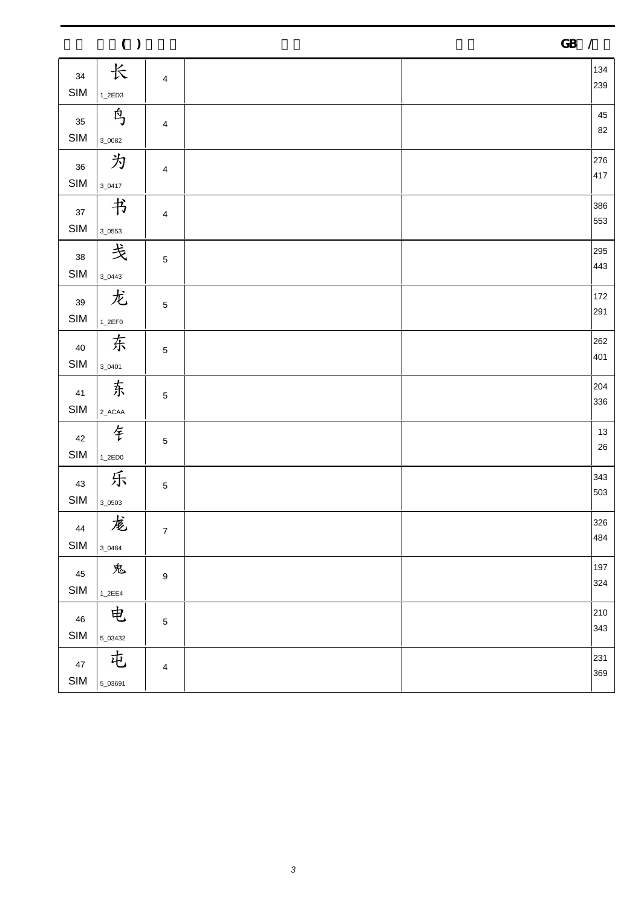| | | | | | |
|---|---|---|---|---|---|
| 34 SIM | 长 1_2ED3 | 4 | | | 134 239 |
| 35 SIM | 鸟 3_0082 | 4 | | | 45 82 |
| 36 SIM | 为 3_0417 | 4 | | | 276 417 |
| 37 SIM | 书 3_0553 | 4 | | | 386 553 |
| 38 SIM | 戋 3_0443 | 5 | | | 295 443 |
| 39 SIM | 龙 1_2EF0 | 5 | | | 172 291 |
| 40 SIM | 东 3_0401 | 5 | | | 262 401 |
| 41 SIM | 东 2_ACAA | 5 | | | 204 336 |
| 42 SIM | 钅 1_2ED0 | 5 | | | 13 26 |
| 43 SIM | 乐 3_0503 | 5 | | | 343 503 |
| 44 SIM | 龙 3_0484 | 7 | | | 326 484 |
| 45 SIM | 鬼 1_2EE4 | 9 | | | 197 324 |
| 46 SIM | 电 5_03432 | 5 | | | 210 343 |
| 47 SIM | 屯 5_03691 | 4 | | | 231 369 |